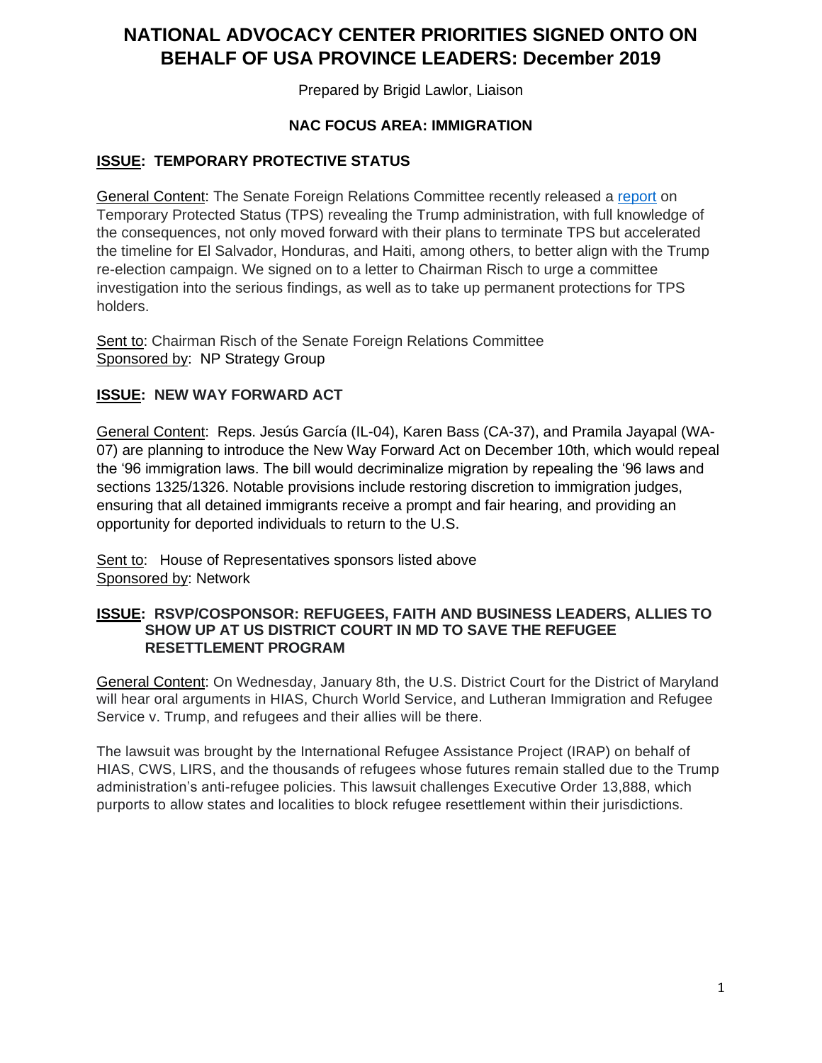# NATIONAL ADVOCACY CENTER PRIORITIES SIGNED ONTO ON BEHALF OF USA PROVINCE LEADERS: December 2019

Prepared by Brigid Lawlor, Liaison

## NAC FOCUS AREA: IMMIGRATION

### ISSUE: TEMPORARY PROTECTIVE STATUS

General Content: The Senate Foreign Relations Committee recently released a report on Temporary Protected Status (TPS) revealing the Trump administration, with full knowledge of the consequences, not only moved forward with their plans to terminate TPS but accelerated the timeline for El Salvador, Honduras, and Haiti, among others, to better align with the Trump re-election campaign. We signed on to a letter to Chairman Risch to urge a committee investigation into the serious findings, as well as to take up permanent protections for TPS holders.

Sent to: Chairman Risch of the Senate Foreign Relations Committee
Sponsored by: NP Strategy Group

### ISSUE: NEW WAY FORWARD ACT

General Content: Reps. Jesús García (IL-04), Karen Bass (CA-37), and Pramila Jayapal (WA-07) are planning to introduce the New Way Forward Act on December 10th, which would repeal the '96 immigration laws. The bill would decriminalize migration by repealing the '96 laws and sections 1325/1326. Notable provisions include restoring discretion to immigration judges, ensuring that all detained immigrants receive a prompt and fair hearing, and providing an opportunity for deported individuals to return to the U.S.

Sent to: House of Representatives sponsors listed above
Sponsored by: Network

### ISSUE: RSVP/COSPONSOR: REFUGEES, FAITH AND BUSINESS LEADERS, ALLIES TO SHOW UP AT US DISTRICT COURT IN MD TO SAVE THE REFUGEE RESETTLEMENT PROGRAM

General Content: On Wednesday, January 8th, the U.S. District Court for the District of Maryland will hear oral arguments in HIAS, Church World Service, and Lutheran Immigration and Refugee Service v. Trump, and refugees and their allies will be there.

The lawsuit was brought by the International Refugee Assistance Project (IRAP) on behalf of HIAS, CWS, LIRS, and the thousands of refugees whose futures remain stalled due to the Trump administration's anti-refugee policies. This lawsuit challenges Executive Order 13,888, which purports to allow states and localities to block refugee resettlement within their jurisdictions.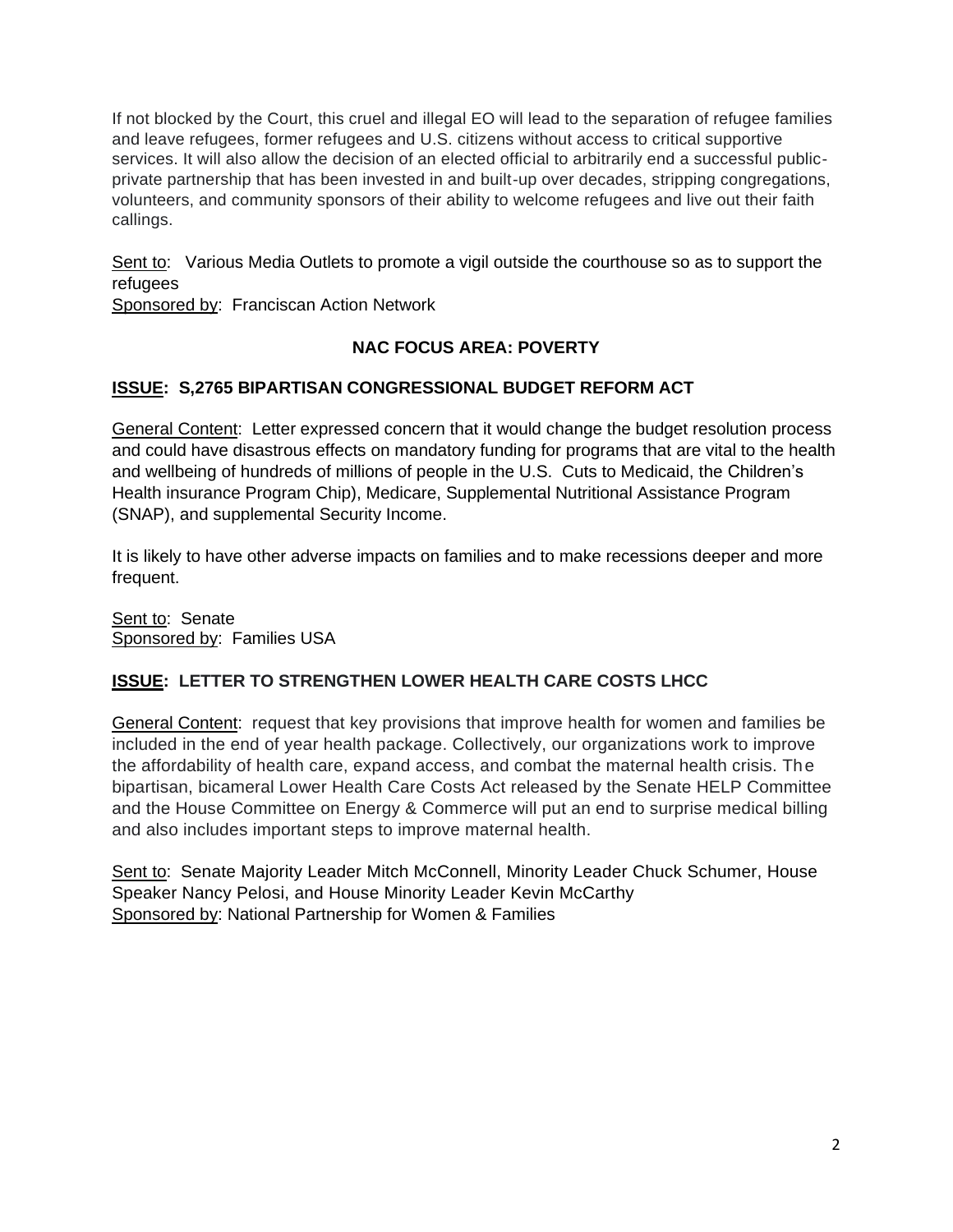If not blocked by the Court, this cruel and illegal EO will lead to the separation of refugee families and leave refugees, former refugees and U.S. citizens without access to critical supportive services. It will also allow the decision of an elected official to arbitrarily end a successful public-private partnership that has been invested in and built-up over decades, stripping congregations, volunteers, and community sponsors of their ability to welcome refugees and live out their faith callings.

Sent to: Various Media Outlets to promote a vigil outside the courthouse so as to support the refugees
Sponsored by: Franciscan Action Network

**NAC FOCUS AREA: POVERTY**

**ISSUE: S,2765 BIPARTISAN CONGRESSIONAL BUDGET REFORM ACT**

General Content: Letter expressed concern that it would change the budget resolution process and could have disastrous effects on mandatory funding for programs that are vital to the health and wellbeing of hundreds of millions of people in the U.S. Cuts to Medicaid, the Children's Health insurance Program Chip), Medicare, Supplemental Nutritional Assistance Program (SNAP), and supplemental Security Income.

It is likely to have other adverse impacts on families and to make recessions deeper and more frequent.

Sent to: Senate
Sponsored by: Families USA

**ISSUE: LETTER TO STRENGTHEN LOWER HEALTH CARE COSTS LHCC**

General Content: request that key provisions that improve health for women and families be included in the end of year health package. Collectively, our organizations work to improve the affordability of health care, expand access, and combat the maternal health crisis. The bipartisan, bicameral Lower Health Care Costs Act released by the Senate HELP Committee and the House Committee on Energy & Commerce will put an end to surprise medical billing and also includes important steps to improve maternal health.

Sent to: Senate Majority Leader Mitch McConnell, Minority Leader Chuck Schumer, House Speaker Nancy Pelosi, and House Minority Leader Kevin McCarthy
Sponsored by: National Partnership for Women & Families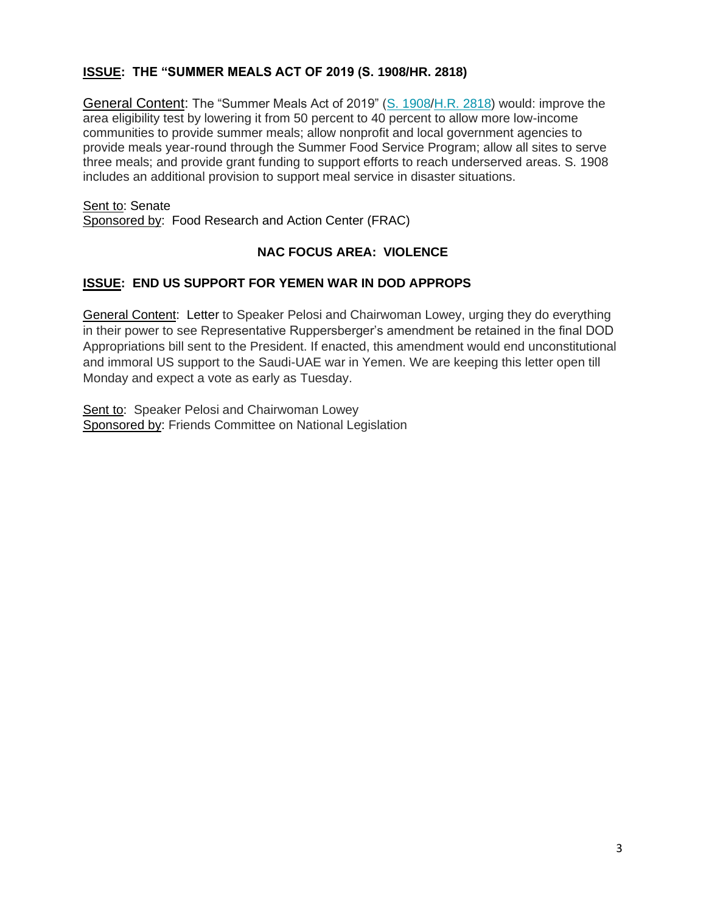**<u>ISSUE</u>: THE "SUMMER MEALS ACT OF 2019 (S. 1908/HR. 2818)**

<u>General Content</u>: The "Summer Meals Act of 2019" ([S. 1908](S. 1908)/[H.R. 2818](H.R. 2818)) would: improve the area eligibility test by lowering it from 50 percent to 40 percent to allow more low-income communities to provide summer meals; allow nonprofit and local government agencies to provide meals year-round through the Summer Food Service Program; allow all sites to serve three meals; and provide grant funding to support efforts to reach underserved areas. S. 1908 includes an additional provision to support meal service in disaster situations.

<u>Sent to</u>: Senate
<u>Sponsored by</u>: Food Research and Action Center (FRAC)

## NAC FOCUS AREA: VIOLENCE

**<u>ISSUE</u>: END US SUPPORT FOR YEMEN WAR IN DOD APPROPS**

<u>General Content</u>: Letter to Speaker Pelosi and Chairwoman Lowey, urging they do everything in their power to see Representative Ruppersberger's amendment be retained in the final DOD Appropriations bill sent to the President. If enacted, this amendment would end unconstitutional and immoral US support to the Saudi-UAE war in Yemen. We are keeping this letter open till Monday and expect a vote as early as Tuesday.

<u>Sent to</u>: Speaker Pelosi and Chairwoman Lowey
<u>Sponsored by</u>: Friends Committee on National Legislation